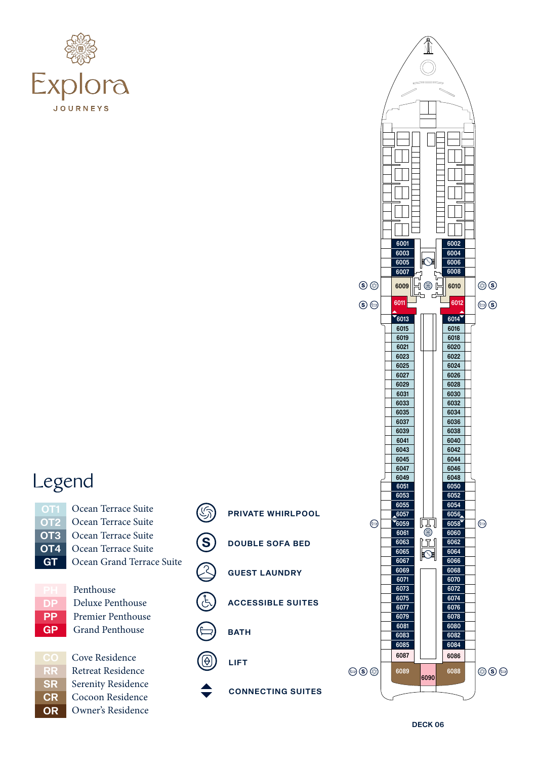Explora

JOURNEYS

# Legend

| Code | Suite |
|---|---|
| OT1 | Ocean Terrace Suite |
| OT2 | Ocean Terrace Suite |
| OT3 | Ocean Terrace Suite |
| OT4 | Ocean Terrace Suite |
| GT | Ocean Grand Terrace Suite |
| PH | Penthouse |
| DP | Deluxe Penthouse |
| PP | Premier Penthouse |
| GP | Grand Penthouse |
| CO | Cove Residence |
| RR | Retreat Residence |
| SR | Serenity Residence |
| CR | Cocoon Residence |
| OR | Owner's Residence |

- PRIVATE WHIRLPOOL
- DOUBLE SOFA BED
- GUEST LAUNDRY
- ACCESSIBLE SUITES
- BATH
- LIFT
- CONNECTING SUITES

6001, 6002, 6003, 6004, 6005, 6006, 6007, 6008, 6009, 6010, 6011, 6012, 6013, 6014, 6015, 6016, 6019, 6018, 6021, 6020, 6023, 6022, 6025, 6024, 6027, 6026, 6029, 6028, 6031, 6030, 6033, 6032, 6035, 6034, 6037, 6036, 6039, 6038, 6041, 6040, 6043, 6042, 6045, 6044, 6047, 6046, 6049, 6048, 6051, 6050, 6053, 6052, 6055, 6054, 6057, 6056, 6059, 6058, 6061, 6060, 6063, 6062, 6065, 6064, 6067, 6066, 6069, 6068, 6071, 6070, 6073, 6072, 6075, 6074, 6077, 6076, 6079, 6078, 6081, 6080, 6083, 6082, 6085, 6084, 6087, 6086, 6089, 6090, 6088

DECK 06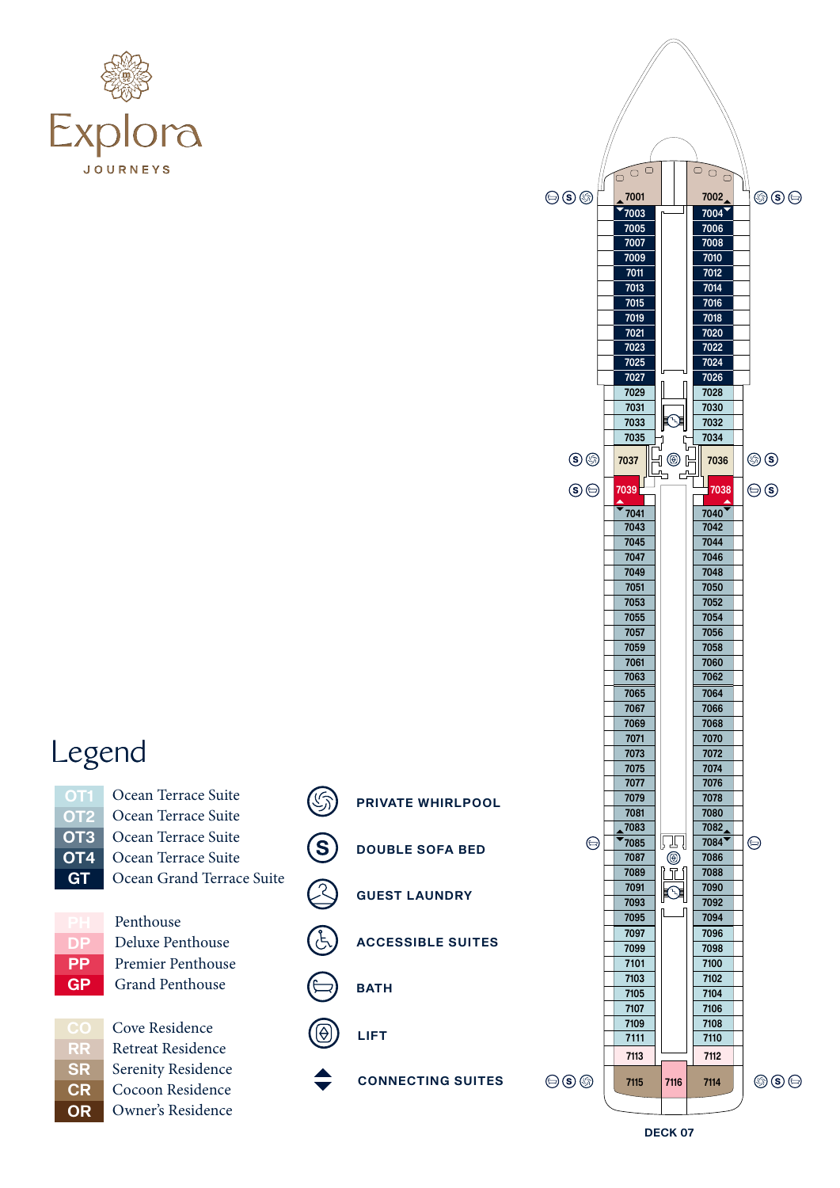# Explora

JOURNEYS

## Legend

| Code | Suite Type |
| --- | --- |
| OT1 | Ocean Terrace Suite |
| OT2 | Ocean Terrace Suite |
| OT3 | Ocean Terrace Suite |
| OT4 | Ocean Terrace Suite |
| GT | Ocean Grand Terrace Suite |
| PH | Penthouse |
| DP | Deluxe Penthouse |
| PP | Premier Penthouse |
| GP | Grand Penthouse |
| CO | Cove Residence |
| RR | Retreat Residence |
| SR | Serenity Residence |
| CR | Cocoon Residence |
| OR | Owner's Residence |

- PRIVATE WHIRLPOOL
- DOUBLE SOFA BED
- GUEST LAUNDRY
- ACCESSIBLE SUITES
- BATH
- LIFT
- CONNECTING SUITES

7001, 7002, 7003, 7004, 7005, 7006, 7007, 7008, 7009, 7010, 7011, 7012, 7013, 7014, 7015, 7016, 7019, 7018, 7021, 7020, 7023, 7022, 7025, 7024, 7027, 7026, 7029, 7028, 7031, 7030, 7033, 7032, 7035, 7034, 7037, 7036, 7039, 7038, 7041, 7040, 7043, 7042, 7045, 7044, 7047, 7046, 7049, 7048, 7051, 7050, 7053, 7052, 7055, 7054, 7057, 7056, 7059, 7058, 7061, 7060, 7063, 7062, 7065, 7064, 7067, 7066, 7069, 7068, 7071, 7070, 7073, 7072, 7075, 7074, 7077, 7076, 7079, 7078, 7081, 7080, 7083, 7082, 7085, 7084, 7087, 7086, 7089, 7088, 7091, 7090, 7093, 7092, 7095, 7094, 7097, 7096, 7099, 7098, 7101, 7100, 7103, 7102, 7105, 7104, 7107, 7106, 7109, 7108, 7111, 7110, 7113, 7112, 7115, 7116, 7114

DECK 07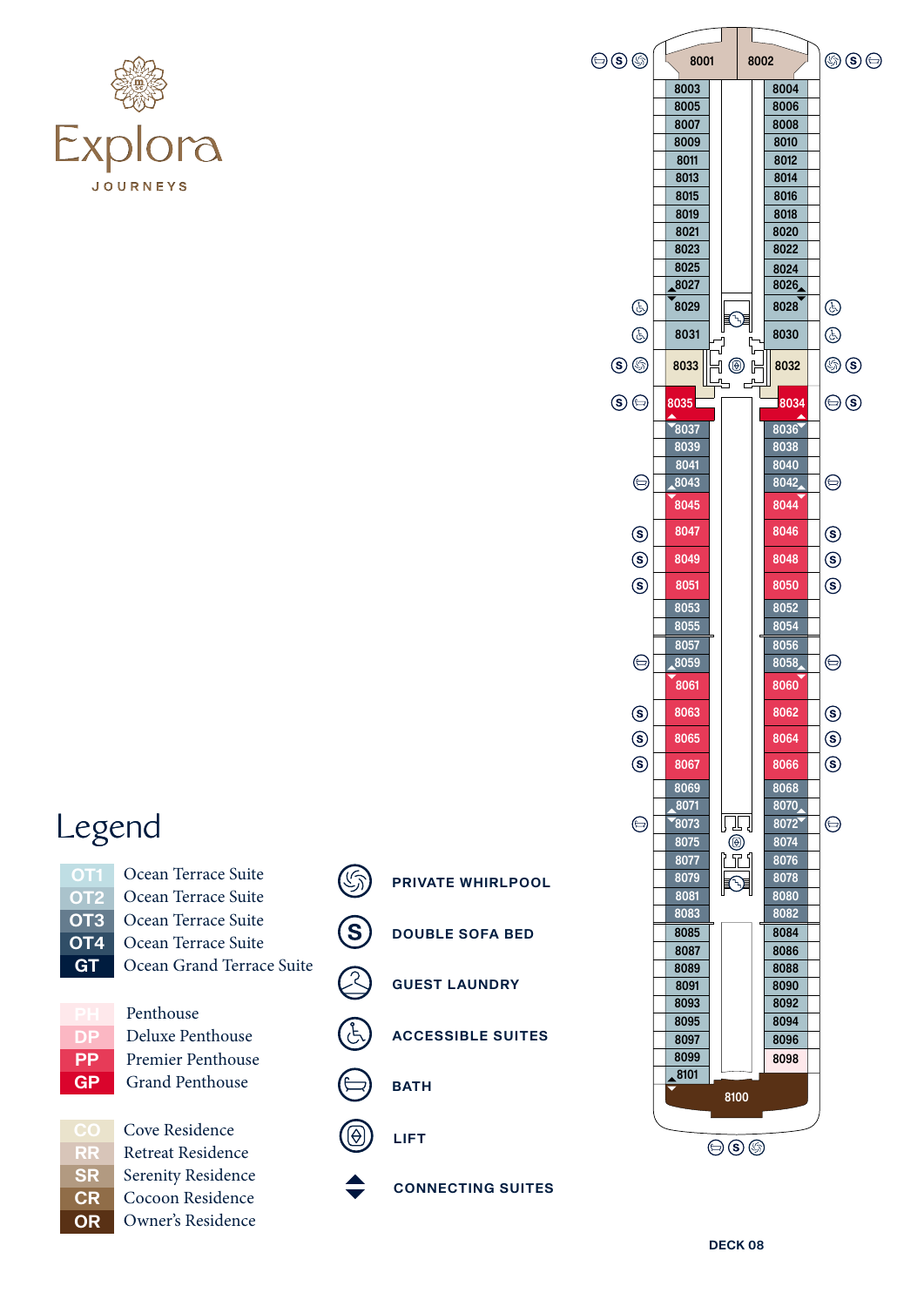Explora

JOURNEYS

# Legend

| Code | Category |
| --- | --- |
| OT1 | Ocean Terrace Suite |
| OT2 | Ocean Terrace Suite |
| OT3 | Ocean Terrace Suite |
| OT4 | Ocean Terrace Suite |
| GT | Ocean Grand Terrace Suite |
| PH | Penthouse |
| DP | Deluxe Penthouse |
| PP | Premier Penthouse |
| GP | Grand Penthouse |
| CO | Cove Residence |
| RR | Retreat Residence |
| SR | Serenity Residence |
| CR | Cocoon Residence |
| OR | Owner's Residence |

- PRIVATE WHIRLPOOL
- DOUBLE SOFA BED
- GUEST LAUNDRY
- ACCESSIBLE SUITES
- BATH
- LIFT
- CONNECTING SUITES

8001, 8002, 8003, 8004, 8005, 8006, 8007, 8008, 8009, 8010, 8011, 8012, 8013, 8014, 8015, 8016, 8019, 8018, 8021, 8020, 8023, 8022, 8025, 8024, 8027, 8026, 8029, 8028, 8031, 8030, 8033, 8032, 8035, 8034, 8037, 8036, 8039, 8038, 8041, 8040, 8043, 8042, 8045, 8044, 8047, 8046, 8049, 8048, 8051, 8050, 8053, 8052, 8055, 8054, 8057, 8056, 8059, 8058, 8061, 8060, 8063, 8062, 8065, 8064, 8067, 8066, 8069, 8068, 8071, 8070, 8073, 8072, 8075, 8074, 8077, 8076, 8079, 8078, 8081, 8080, 8083, 8082, 8085, 8084, 8087, 8086, 8089, 8088, 8091, 8090, 8093, 8092, 8095, 8094, 8097, 8096, 8099, 8098, 8101, 8100

DECK 08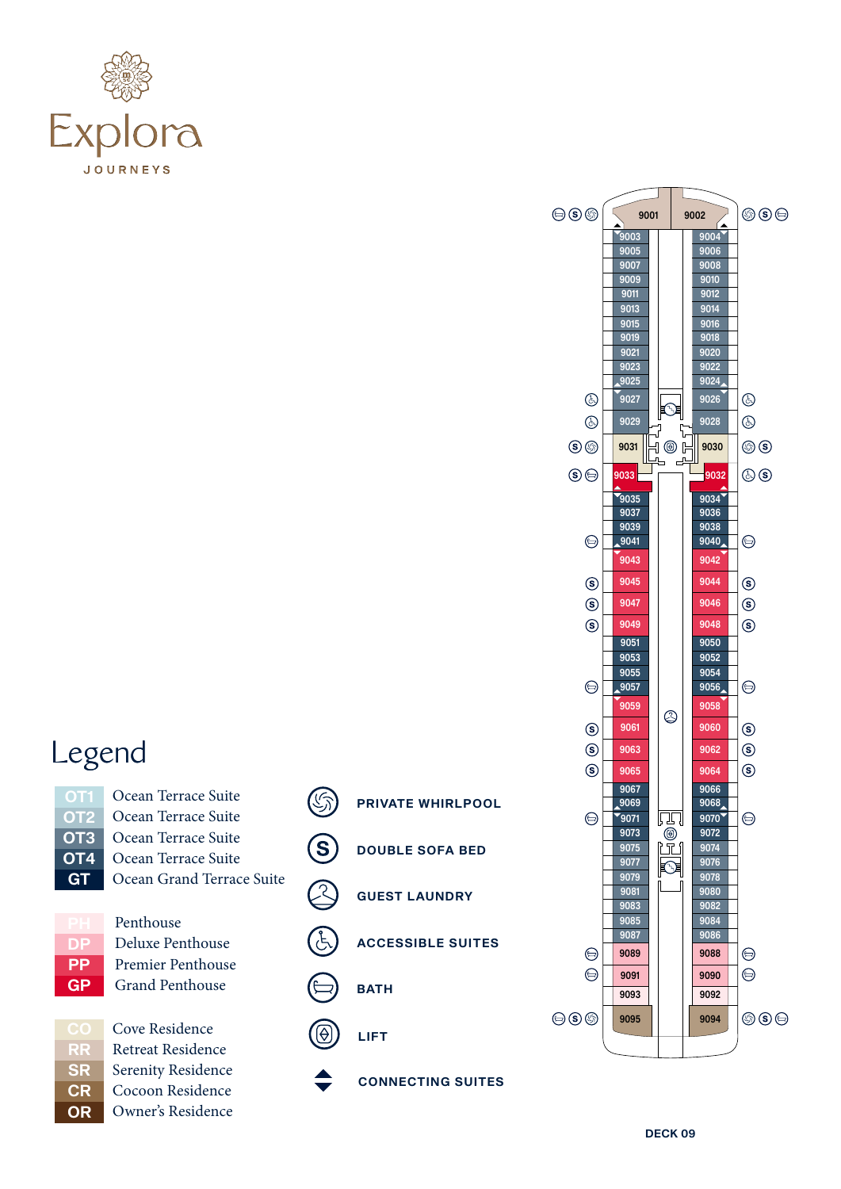Explora

JOURNEYS

# Legend

| Code | Suite |
|---|---|
| OT1 | Ocean Terrace Suite |
| OT2 | Ocean Terrace Suite |
| OT3 | Ocean Terrace Suite |
| OT4 | Ocean Terrace Suite |
| GT | Ocean Grand Terrace Suite |
| PH | Penthouse |
| DP | Deluxe Penthouse |
| PP | Premier Penthouse |
| GP | Grand Penthouse |
| CO | Cove Residence |
| RR | Retreat Residence |
| SR | Serenity Residence |
| CR | Cocoon Residence |
| OR | Owner's Residence |

- PRIVATE WHIRLPOOL
- DOUBLE SOFA BED
- GUEST LAUNDRY
- ACCESSIBLE SUITES
- BATH
- LIFT
- CONNECTING SUITES

9001 9002
9003 9004
9005 9006
9007 9008
9009 9010
9011 9012
9013 9014
9015 9016
9019 9018
9021 9020
9023 9022
9025 9024
9027 9026
9029 9028
9031 9030
9033 9032
9035 9034
9037 9036
9039 9038
9041 9040
9043 9042
9045 9044
9047 9046
9049 9048
9051 9050
9053 9052
9055 9054
9057 9056
9059 9058
9061 9060
9063 9062
9065 9064
9067 9066
9069 9068
9071 9070
9073 9072
9075 9074
9077 9076
9079 9078
9081 9080
9083 9082
9085 9084
9087 9086
9089 9088
9091 9090
9093 9092
9095 9094

DECK 09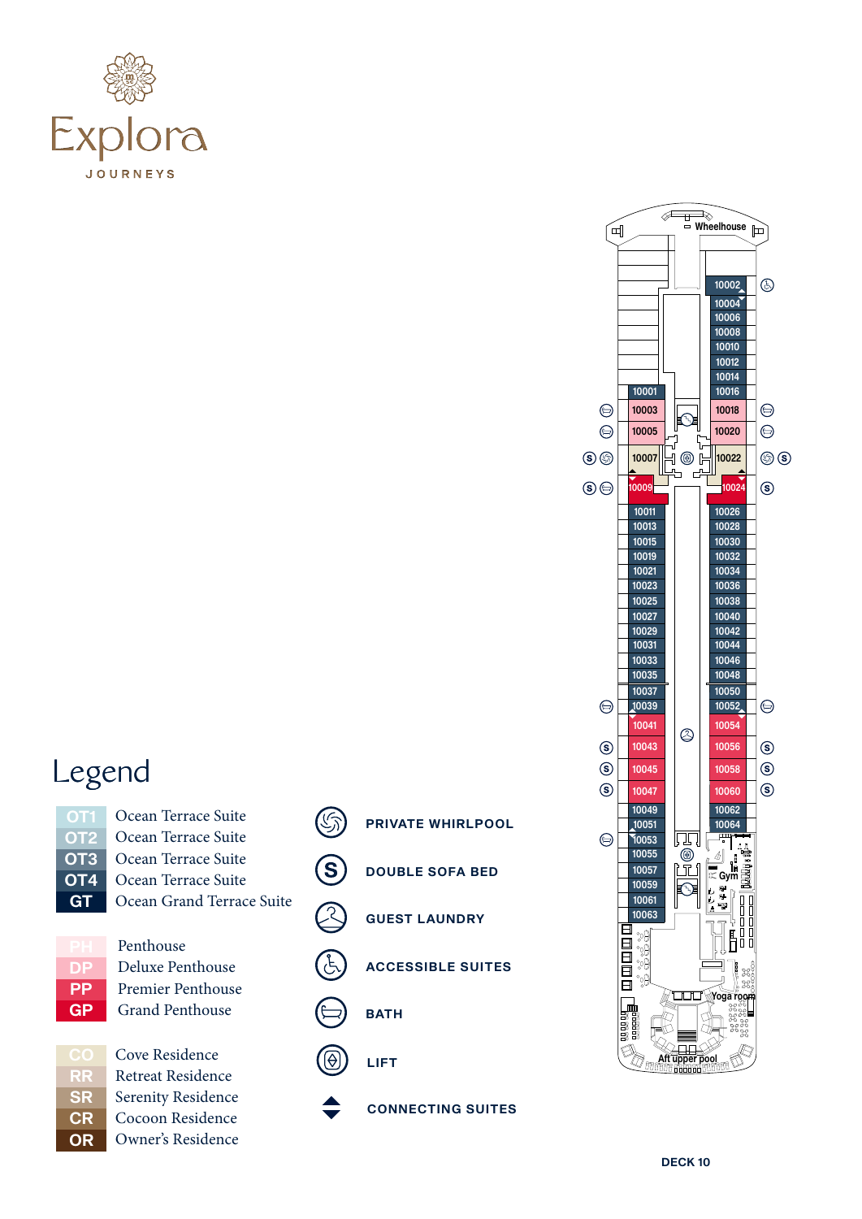Explora

JOURNEYS

Wheelhouse

10002
10004
10006
10008
10010
10012
10014
10016
10018
10020
10022
10024
10026
10028
10030
10032
10034
10036
10038
10040
10042
10044
10046
10048
10050
10052
10054
10056
10058
10060
10062
10064

10001
10003
10005
10007
10009
10011
10013
10015
10019
10021
10023
10025
10027
10029
10031
10033
10035
10037
10039
10041
10043
10045
10047
10049
10051
10053
10055
10057
10059
10061
10063

Gym

Yoga room

Aft upper pool

DECK 10

## Legend

| | |
|---|---|
| OT1 | Ocean Terrace Suite |
| OT2 | Ocean Terrace Suite |
| OT3 | Ocean Terrace Suite |
| OT4 | Ocean Terrace Suite |
| GT | Ocean Grand Terrace Suite |

| | |
|---|---|
| PH | Penthouse |
| DP | Deluxe Penthouse |
| PP | Premier Penthouse |
| GP | Grand Penthouse |

| | |
|---|---|
| CO | Cove Residence |
| RR | Retreat Residence |
| SR | Serenity Residence |
| CR | Cocoon Residence |
| OR | Owner's Residence |

PRIVATE WHIRLPOOL

DOUBLE SOFA BED

GUEST LAUNDRY

ACCESSIBLE SUITES

BATH

LIFT

CONNECTING SUITES